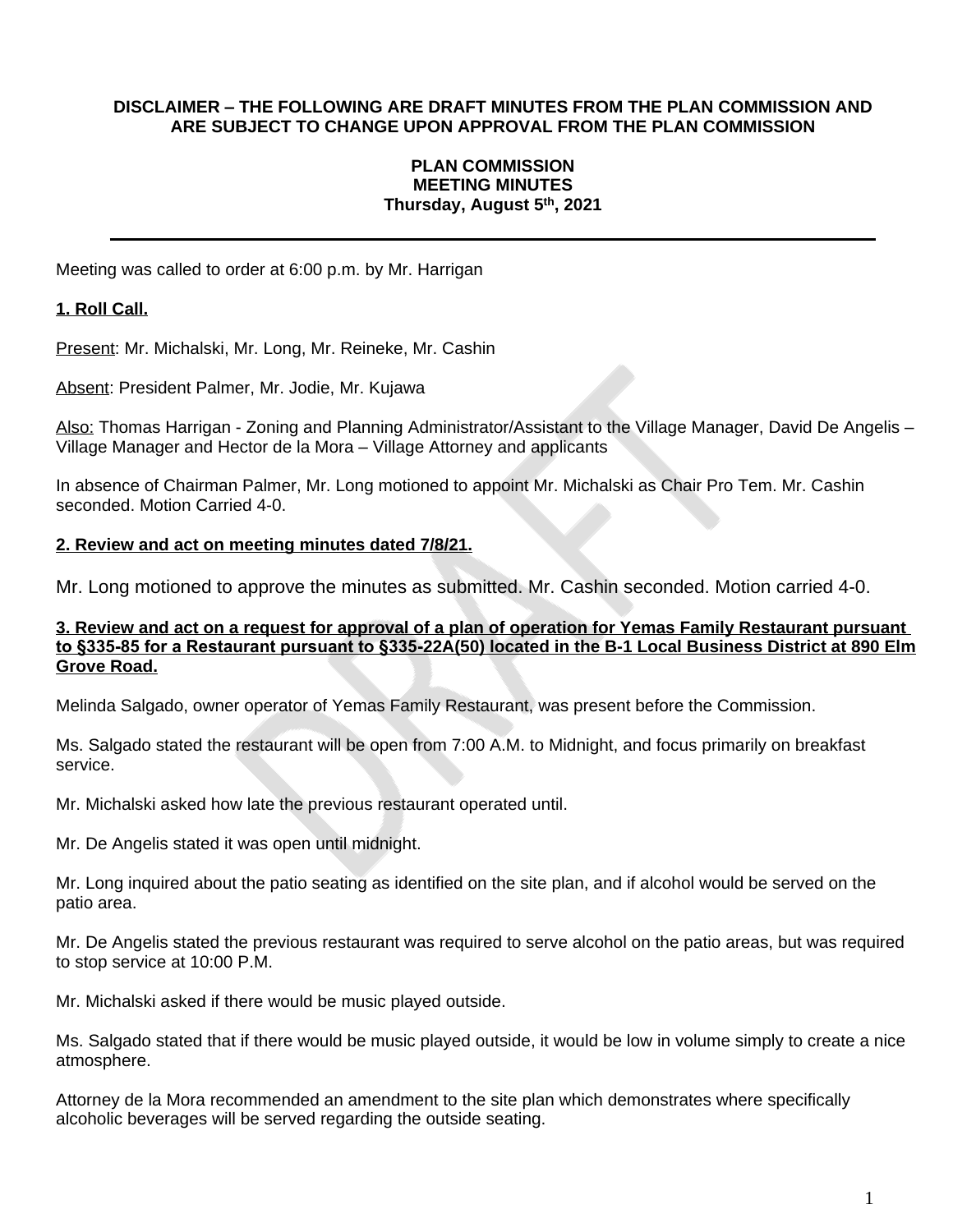**DISCLAIMER – THE FOLLOWING ARE DRAFT MINUTES FROM THE PLAN COMMISSION AND ARE SUBJECT TO CHANGE UPON APPROVAL FROM THE PLAN COMMISSION**

# PLAN COMMISSION
## MEETING MINUTES
### Thursday, August 5th, 2021

---

Meeting was called to order at 6:00 p.m. by Mr. Harrigan

**1. Roll Call.**

Present: Mr. Michalski, Mr. Long, Mr. Reineke, Mr. Cashin

Absent: President Palmer, Mr. Jodie, Mr. Kujawa

Also: Thomas Harrigan - Zoning and Planning Administrator/Assistant to the Village Manager, David De Angelis – Village Manager and Hector de la Mora – Village Attorney and applicants

In absence of Chairman Palmer, Mr. Long motioned to appoint Mr. Michalski as Chair Pro Tem. Mr. Cashin seconded. Motion Carried 4-0.

**2. Review and act on meeting minutes dated 7/8/21.**

Mr. Long motioned to approve the minutes as submitted. Mr. Cashin seconded. Motion carried 4-0.

**3. Review and act on a request for approval of a plan of operation for Yemas Family Restaurant pursuant to §335-85 for a Restaurant pursuant to §335-22A(50) located in the B-1 Local Business District at 890 Elm Grove Road.**

Melinda Salgado, owner operator of Yemas Family Restaurant, was present before the Commission.

Ms. Salgado stated the restaurant will be open from 7:00 A.M. to Midnight, and focus primarily on breakfast service.

Mr. Michalski asked how late the previous restaurant operated until.

Mr. De Angelis stated it was open until midnight.

Mr. Long inquired about the patio seating as identified on the site plan, and if alcohol would be served on the patio area.

Mr. De Angelis stated the previous restaurant was required to serve alcohol on the patio areas, but was required to stop service at 10:00 P.M.

Mr. Michalski asked if there would be music played outside.

Ms. Salgado stated that if there would be music played outside, it would be low in volume simply to create a nice atmosphere.

Attorney de la Mora recommended an amendment to the site plan which demonstrates where specifically alcoholic beverages will be served regarding the outside seating.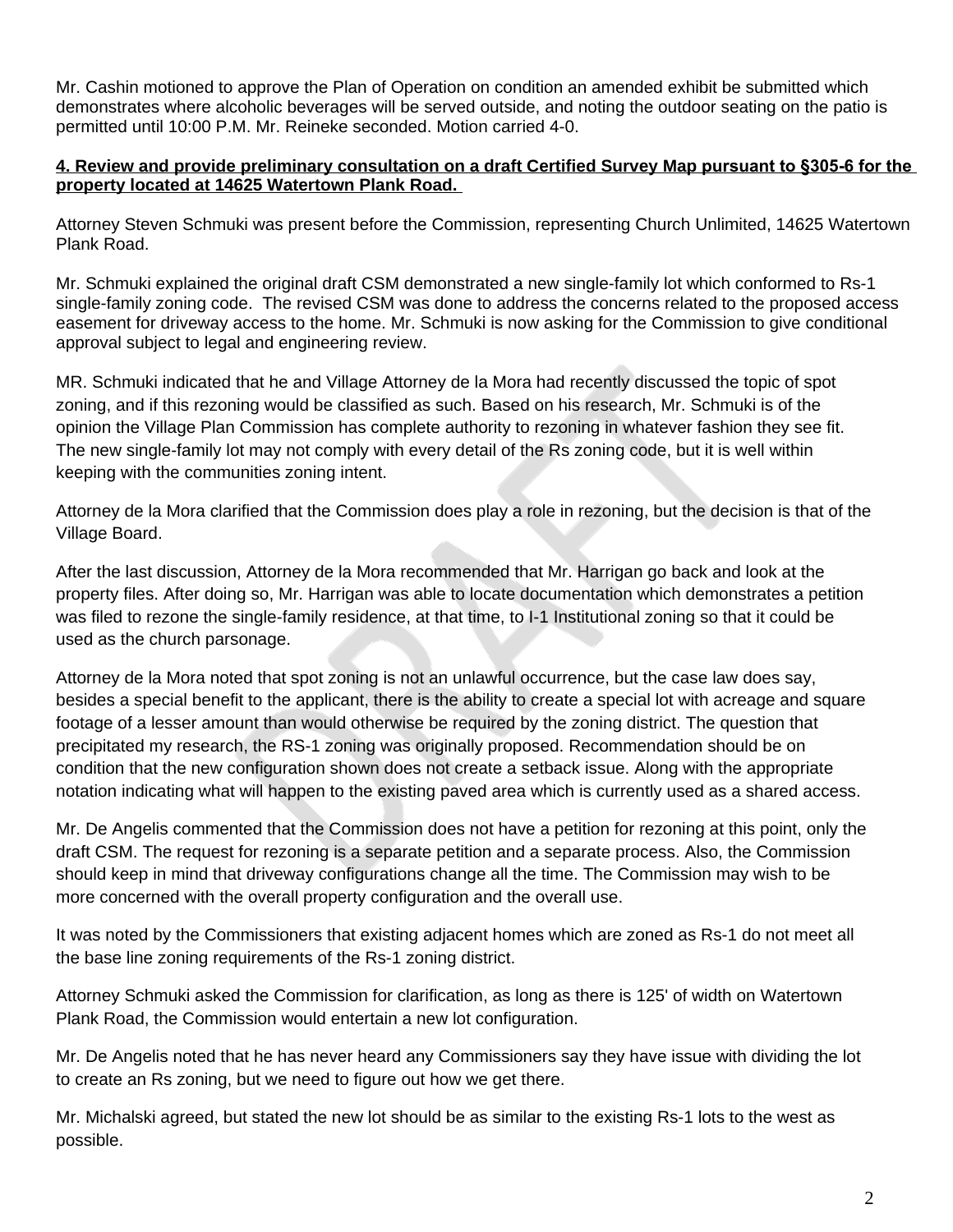Mr. Cashin motioned to approve the Plan of Operation on condition an amended exhibit be submitted which demonstrates where alcoholic beverages will be served outside, and noting the outdoor seating on the patio is permitted until 10:00 P.M. Mr. Reineke seconded. Motion carried 4-0.

**4. Review and provide preliminary consultation on a draft Certified Survey Map pursuant to §305-6 for the property located at 14625 Watertown Plank Road.**

Attorney Steven Schmuki was present before the Commission, representing Church Unlimited, 14625 Watertown Plank Road.

Mr. Schmuki explained the original draft CSM demonstrated a new single-family lot which conformed to Rs-1 single-family zoning code. The revised CSM was done to address the concerns related to the proposed access easement for driveway access to the home. Mr. Schmuki is now asking for the Commission to give conditional approval subject to legal and engineering review.

MR. Schmuki indicated that he and Village Attorney de la Mora had recently discussed the topic of spot zoning, and if this rezoning would be classified as such. Based on his research, Mr. Schmuki is of the opinion the Village Plan Commission has complete authority to rezoning in whatever fashion they see fit. The new single-family lot may not comply with every detail of the Rs zoning code, but it is well within keeping with the communities zoning intent.

Attorney de la Mora clarified that the Commission does play a role in rezoning, but the decision is that of the Village Board.

After the last discussion, Attorney de la Mora recommended that Mr. Harrigan go back and look at the property files. After doing so, Mr. Harrigan was able to locate documentation which demonstrates a petition was filed to rezone the single-family residence, at that time, to I-1 Institutional zoning so that it could be used as the church parsonage.

Attorney de la Mora noted that spot zoning is not an unlawful occurrence, but the case law does say, besides a special benefit to the applicant, there is the ability to create a special lot with acreage and square footage of a lesser amount than would otherwise be required by the zoning district. The question that precipitated my research, the RS-1 zoning was originally proposed. Recommendation should be on condition that the new configuration shown does not create a setback issue. Along with the appropriate notation indicating what will happen to the existing paved area which is currently used as a shared access.

Mr. De Angelis commented that the Commission does not have a petition for rezoning at this point, only the draft CSM. The request for rezoning is a separate petition and a separate process. Also, the Commission should keep in mind that driveway configurations change all the time. The Commission may wish to be more concerned with the overall property configuration and the overall use.

It was noted by the Commissioners that existing adjacent homes which are zoned as Rs-1 do not meet all the base line zoning requirements of the Rs-1 zoning district.

Attorney Schmuki asked the Commission for clarification, as long as there is 125' of width on Watertown Plank Road, the Commission would entertain a new lot configuration.

Mr. De Angelis noted that he has never heard any Commissioners say they have issue with dividing the lot to create an Rs zoning, but we need to figure out how we get there.

Mr. Michalski agreed, but stated the new lot should be as similar to the existing Rs-1 lots to the west as possible.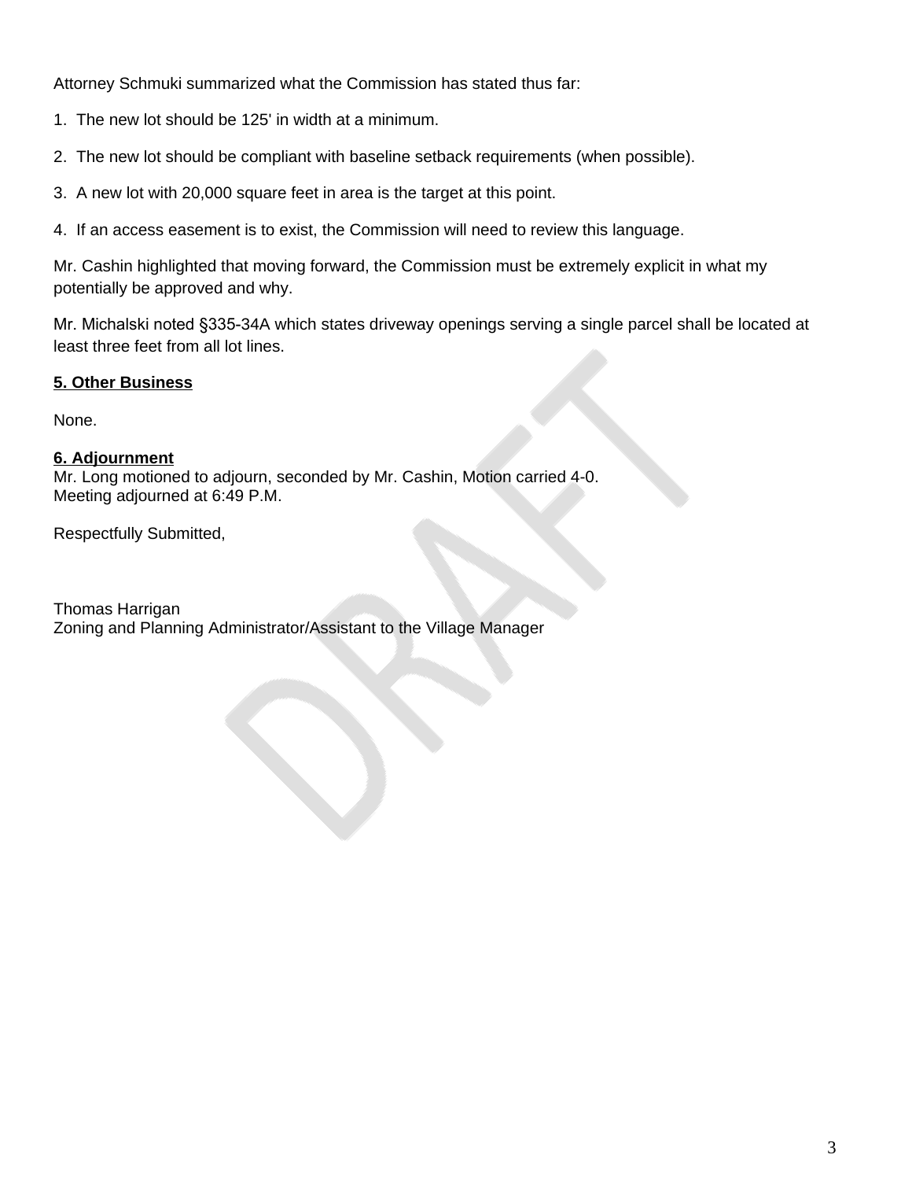Attorney Schmuki summarized what the Commission has stated thus far:

1. The new lot should be 125' in width at a minimum.
2. The new lot should be compliant with baseline setback requirements (when possible).
3. A new lot with 20,000 square feet in area is the target at this point.
4. If an access easement is to exist, the Commission will need to review this language.

Mr. Cashin highlighted that moving forward, the Commission must be extremely explicit in what my potentially be approved and why.

Mr. Michalski noted §335-34A which states driveway openings serving a single parcel shall be located at least three feet from all lot lines.

**5. Other Business**

None.

**6. Adjournment**

Mr. Long motioned to adjourn, seconded by Mr. Cashin, Motion carried 4-0.
Meeting adjourned at 6:49 P.M.

Respectfully Submitted,

Thomas Harrigan
Zoning and Planning Administrator/Assistant to the Village Manager